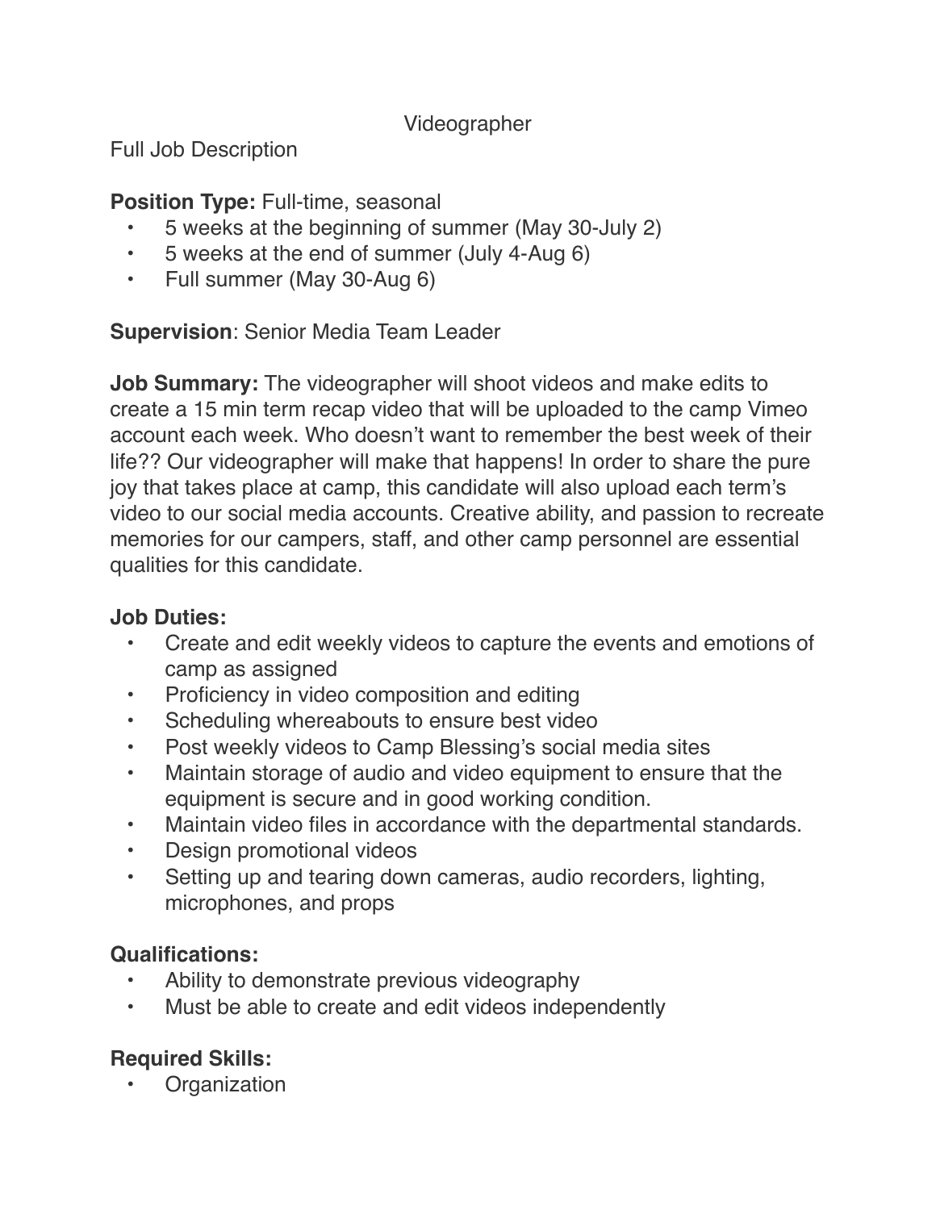# Videographer

Full Job Description

**Position Type:** Full-time, seasonal

- 5 weeks at the beginning of summer (May 30-July 2)
- 5 weeks at the end of summer (July 4-Aug 6)
- Full summer (May 30-Aug 6)

**Supervision**: Senior Media Team Leader

**Job Summary:** The videographer will shoot videos and make edits to create a 15 min term recap video that will be uploaded to the camp Vimeo account each week. Who doesn't want to remember the best week of their life?? Our videographer will make that happens! In order to share the pure joy that takes place at camp, this candidate will also upload each term's video to our social media accounts. Creative ability, and passion to recreate memories for our campers, staff, and other camp personnel are essential qualities for this candidate.

**Job Duties:**

- Create and edit weekly videos to capture the events and emotions of camp as assigned
- Proficiency in video composition and editing
- Scheduling whereabouts to ensure best video
- Post weekly videos to Camp Blessing's social media sites
- Maintain storage of audio and video equipment to ensure that the equipment is secure and in good working condition.
- Maintain video files in accordance with the departmental standards.
- Design promotional videos
- Setting up and tearing down cameras, audio recorders, lighting, microphones, and props

**Qualifications:**

- Ability to demonstrate previous videography
- Must be able to create and edit videos independently

**Required Skills:**

- Organization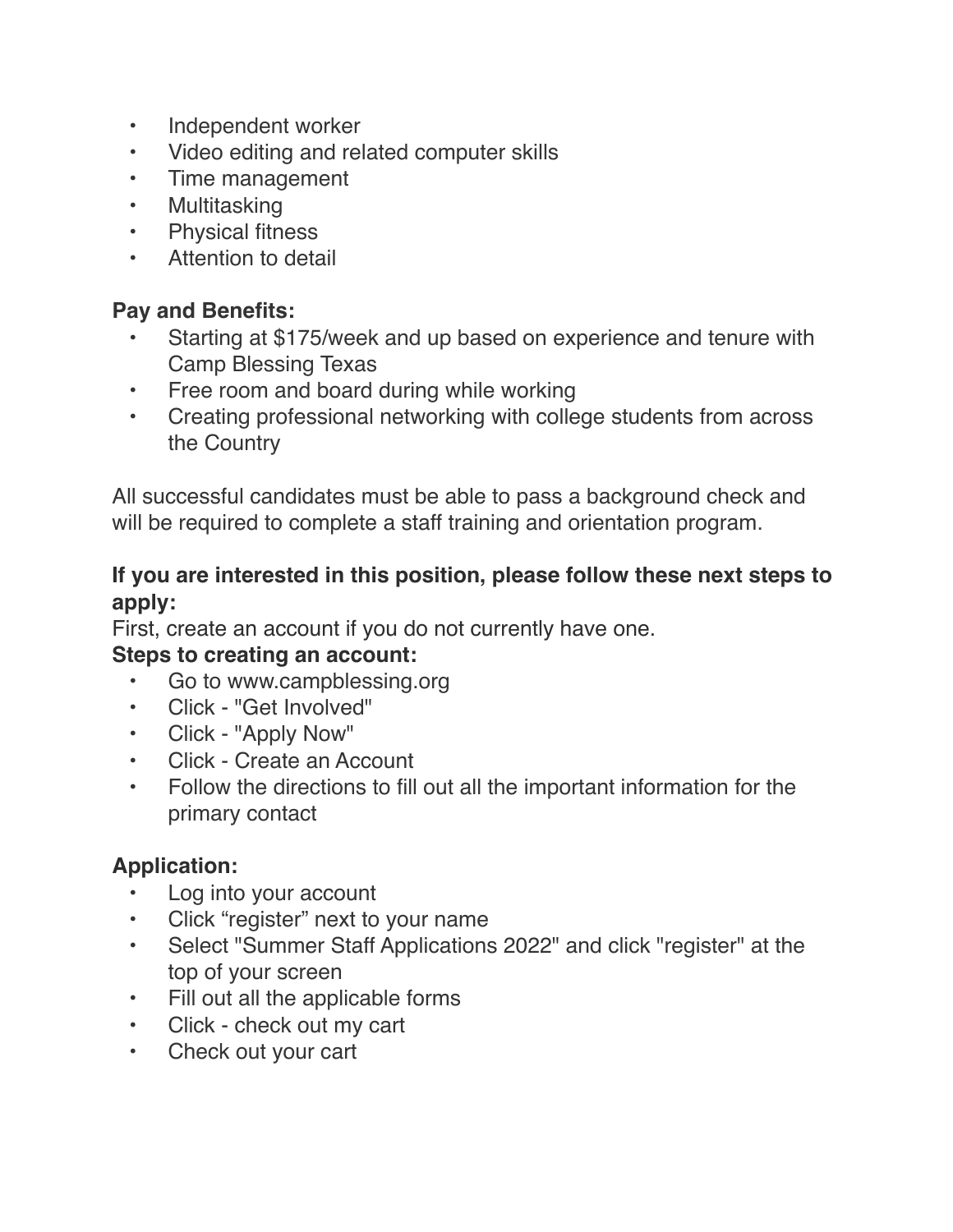- Independent worker
- Video editing and related computer skills
- Time management
- Multitasking
- Physical fitness
- Attention to detail

**Pay and Benefits:**

- Starting at $175/week and up based on experience and tenure with Camp Blessing Texas
- Free room and board during while working
- Creating professional networking with college students from across the Country

All successful candidates must be able to pass a background check and will be required to complete a staff training and orientation program.

**If you are interested in this position, please follow these next steps to apply:**

First, create an account if you do not currently have one.

**Steps to creating an account:**

- Go to www.campblessing.org
- Click - "Get Involved"
- Click - "Apply Now"
- Click - Create an Account
- Follow the directions to fill out all the important information for the primary contact

**Application:**

- Log into your account
- Click “register” next to your name
- Select "Summer Staff Applications 2022" and click "register" at the top of your screen
- Fill out all the applicable forms
- Click - check out my cart
- Check out your cart